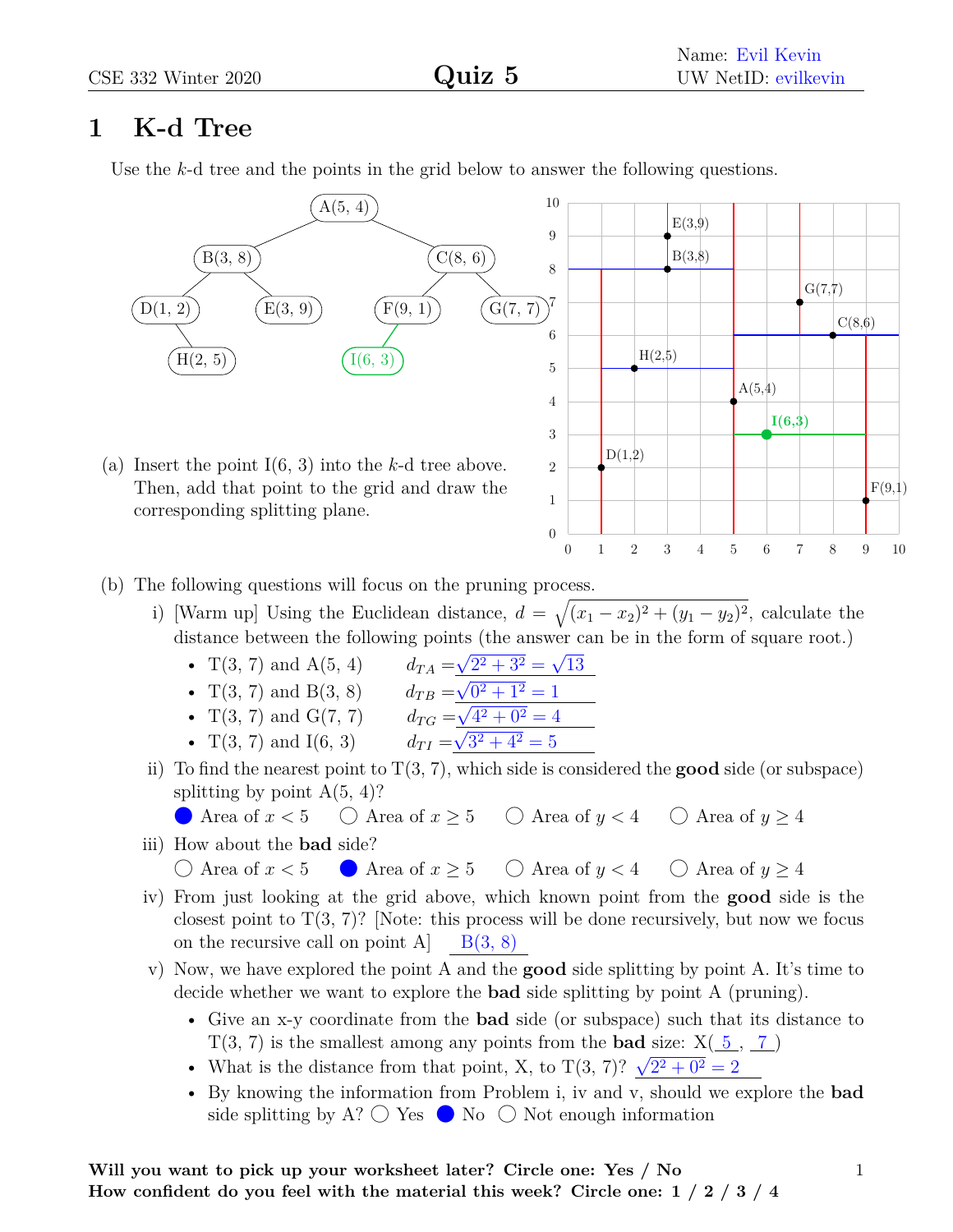Name: Evil Kevin
UW NetID: evilkevin

CSE 332 Winter 2020 **Quiz 5**

# 1 K-d Tree

Use the $k$-d tree and the points in the grid below to answer the following questions.

(a) Insert the point I(6, 3) into the $k$-d tree above. Then, add that point to the grid and draw the corresponding splitting plane.

(b) The following questions will focus on the pruning process.

i) [Warm up] Using the Euclidean distance, $d = \sqrt{(x_1 - x_2)^2 + (y_1 - y_2)^2}$, calculate the distance between the following points (the answer can be in the form of square root.)

- T(3, 7) and A(5, 4) $d_{TA} = \sqrt{2^2 + 3^2} = \sqrt{13}$
- T(3, 7) and B(3, 8) $d_{TB} = \sqrt{0^2 + 1^2} = 1$
- T(3, 7) and G(7, 7) $d_{TG} = \sqrt{4^2 + 0^2} = 4$
- T(3, 7) and I(6, 3) $d_{TI} = \sqrt{3^2 + 4^2} = 5$

ii) To find the nearest point to T(3, 7), which side is considered the **good** side (or subspace) splitting by point A(5, 4)?

● Area of $x < 5$ ○ Area of $x \geq 5$ ○ Area of $y < 4$ ○ Area of $y \geq 4$

iii) How about the **bad** side?

○ Area of $x < 5$ ● Area of $x \geq 5$ ○ Area of $y < 4$ ○ Area of $y \geq 4$

iv) From just looking at the grid above, which known point from the **good** side is the closest point to T(3, 7)? [Note: this process will be done recursively, but now we focus on the recursive call on point A] B(3, 8)

v) Now, we have explored the point A and the **good** side splitting by point A. It's time to decide whether we want to explore the **bad** side splitting by point A (pruning).

- Give an x-y coordinate from the **bad** side (or subspace) such that its distance to T(3, 7) is the smallest among any points from the **bad** size: X( 5 , 7 )
- What is the distance from that point, X, to T(3, 7)? $\sqrt{2^2 + 0^2} = 2$
- By knowing the information from Problem i, iv and v, should we explore the **bad** side splitting by A? ○ Yes ● No ○ Not enough information

**Will you want to pick up your worksheet later? Circle one: Yes / No**
**How confident do you feel with the material this week? Circle one: 1 / 2 / 3 / 4**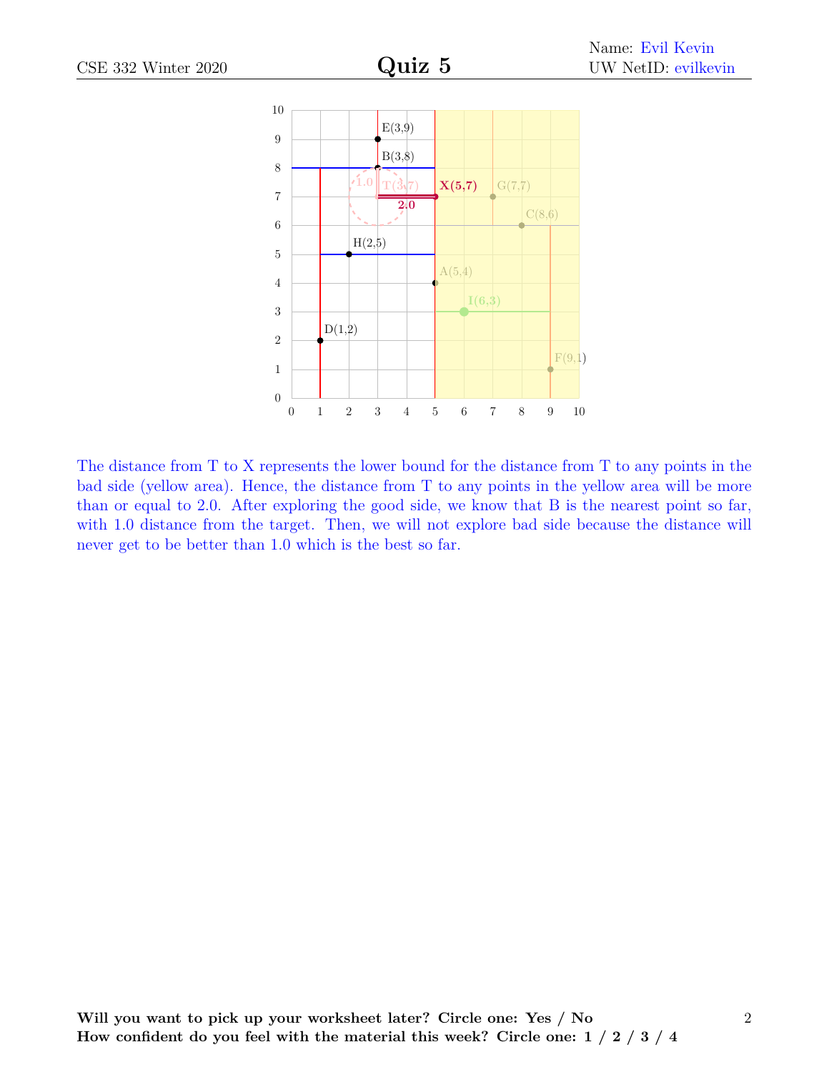The distance from T to X represents the lower bound for the distance from T to any points in the bad side (yellow area). Hence, the distance from T to any points in the yellow area will be more than or equal to 2.0. After exploring the good side, we know that B is the nearest point so far, with 1.0 distance from the target. Then, we will not explore bad side because the distance will never get to be better than 1.0 which is the best so far.

**Will you want to pick up your worksheet later? Circle one: Yes / No**
**How confident do you feel with the material this week? Circle one: 1 / 2 / 3 / 4**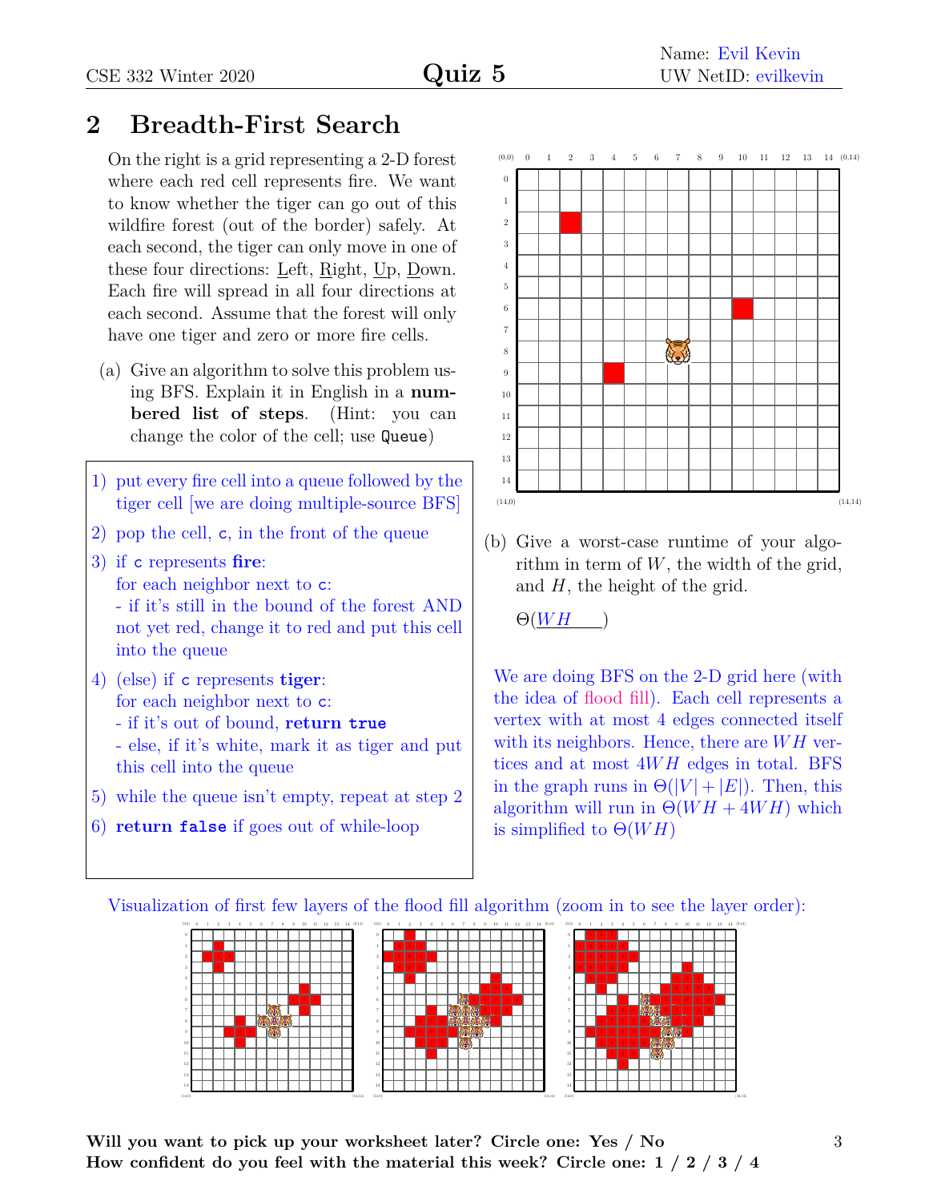Name: Evil Kevin
UW NetID: evilkevin

## 2 Breadth-First Search

On the right is a grid representing a 2-D forest where each red cell represents fire. We want to know whether the tiger can go out of this wildfire forest (out of the border) safely. At each second, the tiger can only move in one of these four directions: Left, Right, Up, Down. Each fire will spread in all four directions at each second. Assume that the forest will only have one tiger and zero or more fire cells.

(a) Give an algorithm to solve this problem using BFS. Explain it in English in a **numbered list of steps**. (Hint: you can change the color of the cell; use `Queue`)

1) put every fire cell into a queue followed by the tiger cell [we are doing multiple-source BFS]
2) pop the cell, `c`, in the front of the queue
3) if `c` represents **fire**:
   for each neighbor next to `c`:
   - if it's still in the bound of the forest AND not yet red, change it to red and put this cell into the queue
4) (else) if `c` represents **tiger**:
   for each neighbor next to `c`:
   - if it's out of bound, **`return true`**
   - else, if it's white, mark it as tiger and put this cell into the queue
5) while the queue isn't empty, repeat at step 2
6) **`return false`** if goes out of while-loop

(b) Give a worst-case runtime of your algorithm in term of $W$, the width of the grid, and $H$, the height of the grid.

$\Theta(WH)$

We are doing BFS on the 2-D grid here (with the idea of flood fill). Each cell represents a vertex with at most 4 edges connected itself with its neighbors. Hence, there are $WH$ vertices and at most $4WH$ edges in total. BFS in the graph runs in $\Theta(|V| + |E|)$. Then, this algorithm will run in $\Theta(WH + 4WH)$ which is simplified to $\Theta(WH)$

Visualization of first few layers of the flood fill algorithm (zoom in to see the layer order):

**Will you want to pick up your worksheet later? Circle one: Yes / No**
**How confident do you feel with the material this week? Circle one: 1 / 2 / 3 / 4**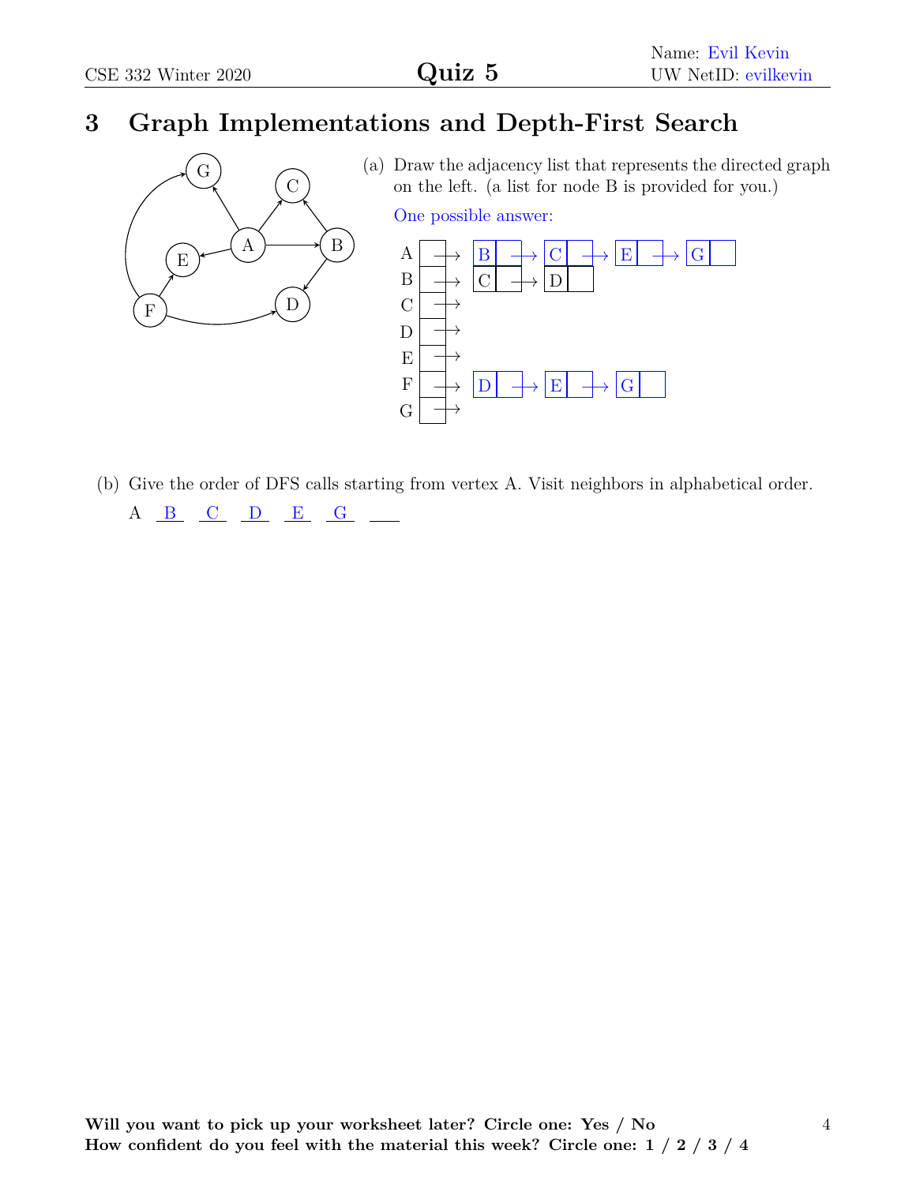Name: Evil Kevin
UW NetID: evilkevin

## 3 Graph Implementations and Depth-First Search

G
C
A
B
E
F
D

(a) Draw the adjacency list that represents the directed graph on the left. (a list for node B is provided for you.)

One possible answer:

A → B → C → E → G
B → C → D
C →
D →
E →
F → D → E → G
G →

(b) Give the order of DFS calls starting from vertex A. Visit neighbors in alphabetical order.

A B C D E G ___

**Will you want to pick up your worksheet later? Circle one: Yes / No**
**How confident do you feel with the material this week? Circle one: 1 / 2 / 3 / 4**